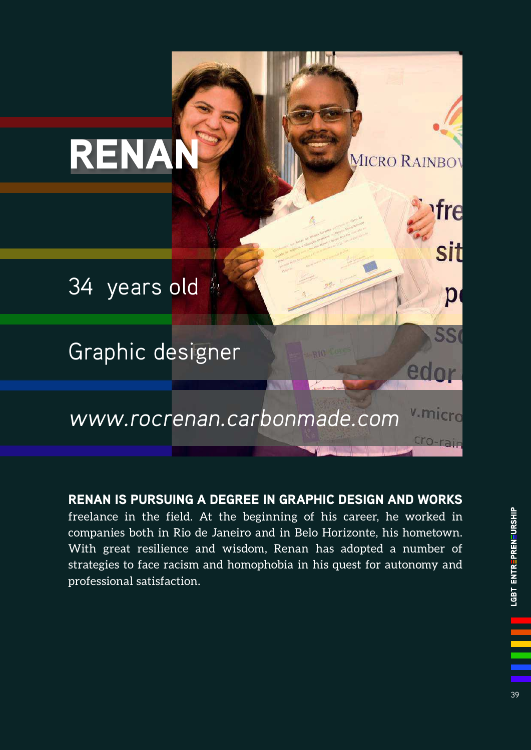# RENAN

34 years old

Graphic designer

*www.rocrenan.carbonmade.com*

**RENAN IS PURSUING A DEGREE IN GRAPHIC DESIGN AND WORKS** freelance in the field. At the beginning of his career, he worked in companies both in Rio de Janeiro and in Belo Horizonte, his hometown. With great resilience and wisdom, Renan has adopted a number of strategies to face racism and homophobia in his quest for autonomy and professional satisfaction.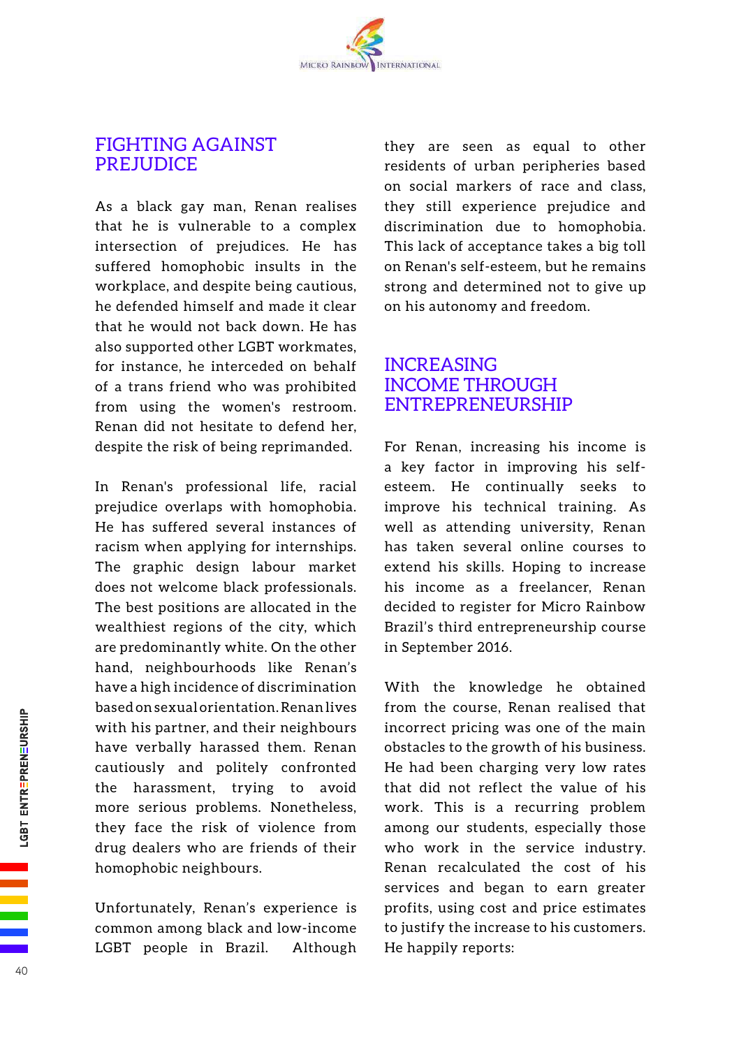## FIGHTING AGAINST PREJUDICE

As a black gay man, Renan realises that he is vulnerable to a complex intersection of prejudices. He has suffered homophobic insults in the workplace, and despite being cautious, he defended himself and made it clear that he would not back down. He has also supported other LGBT workmates, for instance, he interceded on behalf of a trans friend who was prohibited from using the women's restroom. Renan did not hesitate to defend her, despite the risk of being reprimanded.

In Renan's professional life, racial prejudice overlaps with homophobia. He has suffered several instances of racism when applying for internships. The graphic design labour market does not welcome black professionals. The best positions are allocated in the wealthiest regions of the city, which are predominantly white. On the other hand, neighbourhoods like Renan's have a high incidence of discrimination based on sexual orientation. Renan lives with his partner, and their neighbours have verbally harassed them. Renan cautiously and politely confronted the harassment, trying to avoid more serious problems. Nonetheless, they face the risk of violence from drug dealers who are friends of their homophobic neighbours.

Unfortunately, Renan's experience is common among black and low-income LGBT people in Brazil. Although they are seen as equal to other residents of urban peripheries based on social markers of race and class, they still experience prejudice and discrimination due to homophobia. This lack of acceptance takes a big toll on Renan's self-esteem, but he remains strong and determined not to give up on his autonomy and freedom.

## INCREASING INCOME THROUGH ENTREPRENEURSHIP

For Renan, increasing his income is a key factor in improving his self-esteem. He continually seeks to improve his technical training. As well as attending university, Renan has taken several online courses to extend his skills. Hoping to increase his income as a freelancer, Renan decided to register for Micro Rainbow Brazil's third entrepreneurship course in September 2016.

With the knowledge he obtained from the course, Renan realised that incorrect pricing was one of the main obstacles to the growth of his business. He had been charging very low rates that did not reflect the value of his work. This is a recurring problem among our students, especially those who work in the service industry. Renan recalculated the cost of his services and began to earn greater profits, using cost and price estimates to justify the increase to his customers. He happily reports: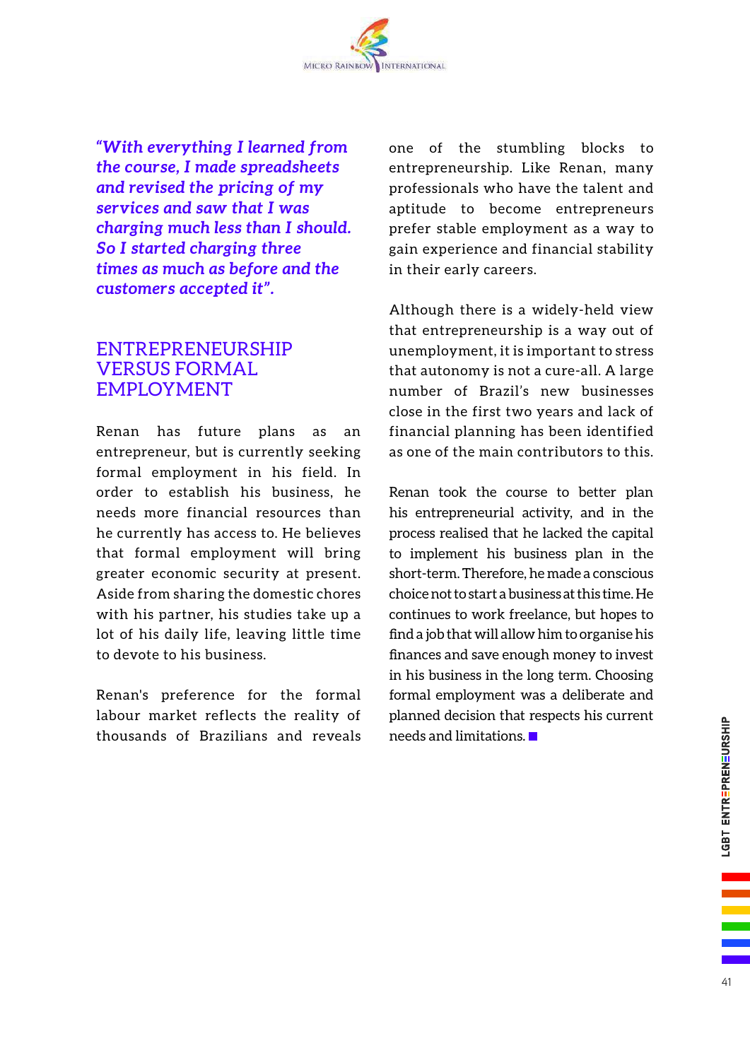*"With everything I learned from the course, I made spreadsheets and revised the pricing of my services and saw that I was charging much less than I should. So I started charging three times as much as before and the customers accepted it".*

## ENTREPRENEURSHIP VERSUS FORMAL EMPLOYMENT

Renan has future plans as an entrepreneur, but is currently seeking formal employment in his field. In order to establish his business, he needs more financial resources than he currently has access to. He believes that formal employment will bring greater economic security at present. Aside from sharing the domestic chores with his partner, his studies take up a lot of his daily life, leaving little time to devote to his business.

Renan's preference for the formal labour market reflects the reality of thousands of Brazilians and reveals one of the stumbling blocks to entrepreneurship. Like Renan, many professionals who have the talent and aptitude to become entrepreneurs prefer stable employment as a way to gain experience and financial stability in their early careers.

Although there is a widely-held view that entrepreneurship is a way out of unemployment, it is important to stress that autonomy is not a cure-all. A large number of Brazil's new businesses close in the first two years and lack of financial planning has been identified as one of the main contributors to this.

Renan took the course to better plan his entrepreneurial activity, and in the process realised that he lacked the capital to implement his business plan in the short-term. Therefore, he made a conscious choice not to start a business at this time. He continues to work freelance, but hopes to find a job that will allow him to organise his finances and save enough money to invest in his business in the long term. Choosing formal employment was a deliberate and planned decision that respects his current needs and limitations.